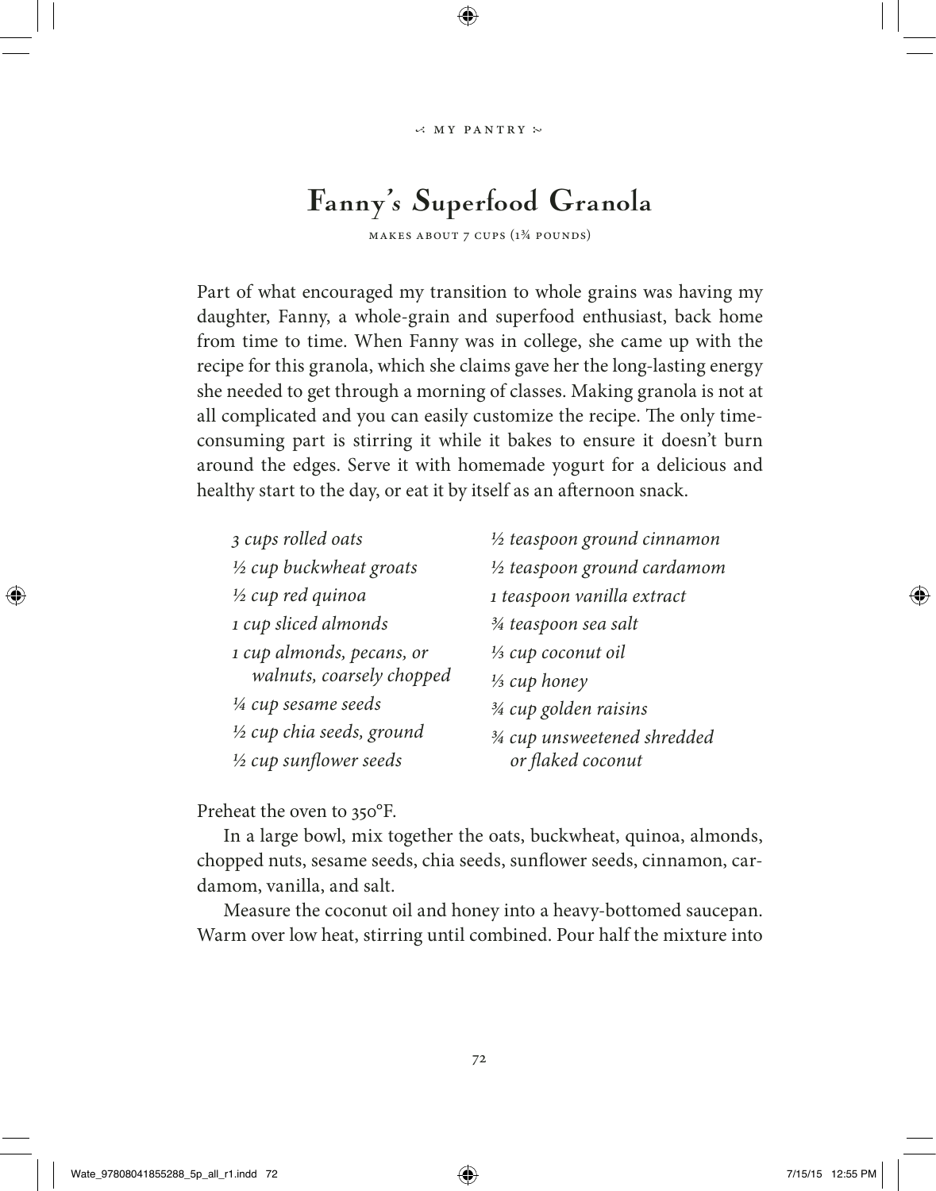# Fanny's Superfood Granola

MAKES ABOUT 7 CUPS (1¾ POUNDS)

Part of what encouraged my transition to whole grains was having my daughter, Fanny, a whole-grain and superfood enthusiast, back home from time to time. When Fanny was in college, she came up with the recipe for this granola, which she claims gave her the long-lasting energy she needed to get through a morning of classes. Making granola is not at all complicated and you can easily customize the recipe. The only time-consuming part is stirring it while it bakes to ensure it doesn't burn around the edges. Serve it with homemade yogurt for a delicious and healthy start to the day, or eat it by itself as an afternoon snack.

*3 cups rolled oats*  
*½ cup buckwheat groats*  
*½ cup red quinoa*  
*1 cup sliced almonds*  
*1 cup almonds, pecans, or walnuts, coarsely chopped*  
*¼ cup sesame seeds*  
*½ cup chia seeds, ground*  
*½ cup sunflower seeds*  
*½ teaspoon ground cinnamon*  
*½ teaspoon ground cardamom*  
*1 teaspoon vanilla extract*  
*¾ teaspoon sea salt*  
*⅓ cup coconut oil*  
*⅓ cup honey*  
*¾ cup golden raisins*  
*¾ cup unsweetened shredded or flaked coconut*

Preheat the oven to 350°F.

In a large bowl, mix together the oats, buckwheat, quinoa, almonds, chopped nuts, sesame seeds, chia seeds, sunflower seeds, cinnamon, cardamom, vanilla, and salt.

Measure the coconut oil and honey into a heavy-bottomed saucepan. Warm over low heat, stirring until combined. Pour half the mixture into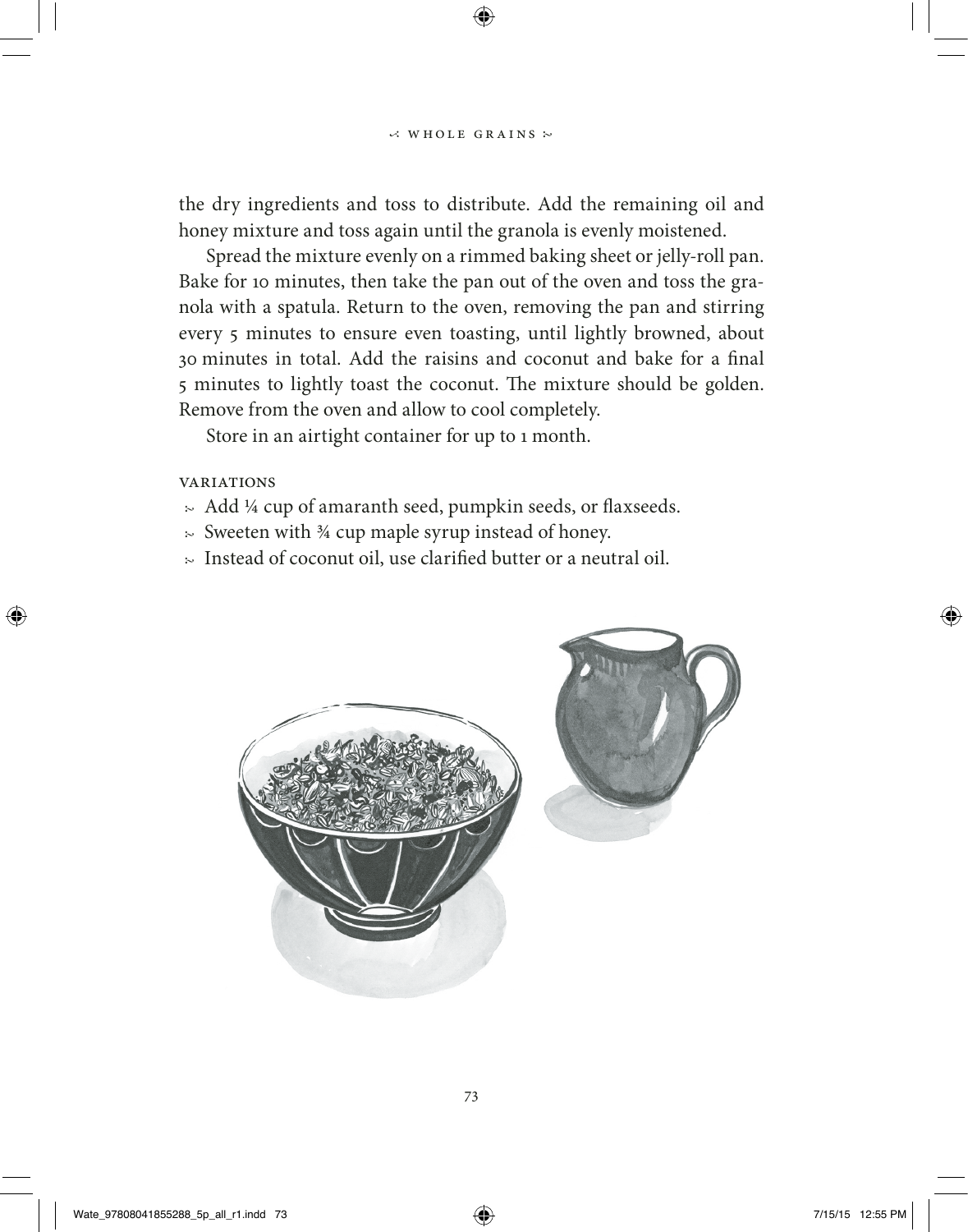the dry ingredients and toss to distribute. Add the remaining oil and honey mixture and toss again until the granola is evenly moistened.

Spread the mixture evenly on a rimmed baking sheet or jelly-roll pan. Bake for 10 minutes, then take the pan out of the oven and toss the granola with a spatula. Return to the oven, removing the pan and stirring every 5 minutes to ensure even toasting, until lightly browned, about 30 minutes in total. Add the raisins and coconut and bake for a final 5 minutes to lightly toast the coconut. The mixture should be golden. Remove from the oven and allow to cool completely.

Store in an airtight container for up to 1 month.

VARIATIONS

- Add ¼ cup of amaranth seed, pumpkin seeds, or flaxseeds.
- Sweeten with ¾ cup maple syrup instead of honey.
- Instead of coconut oil, use clarified butter or a neutral oil.